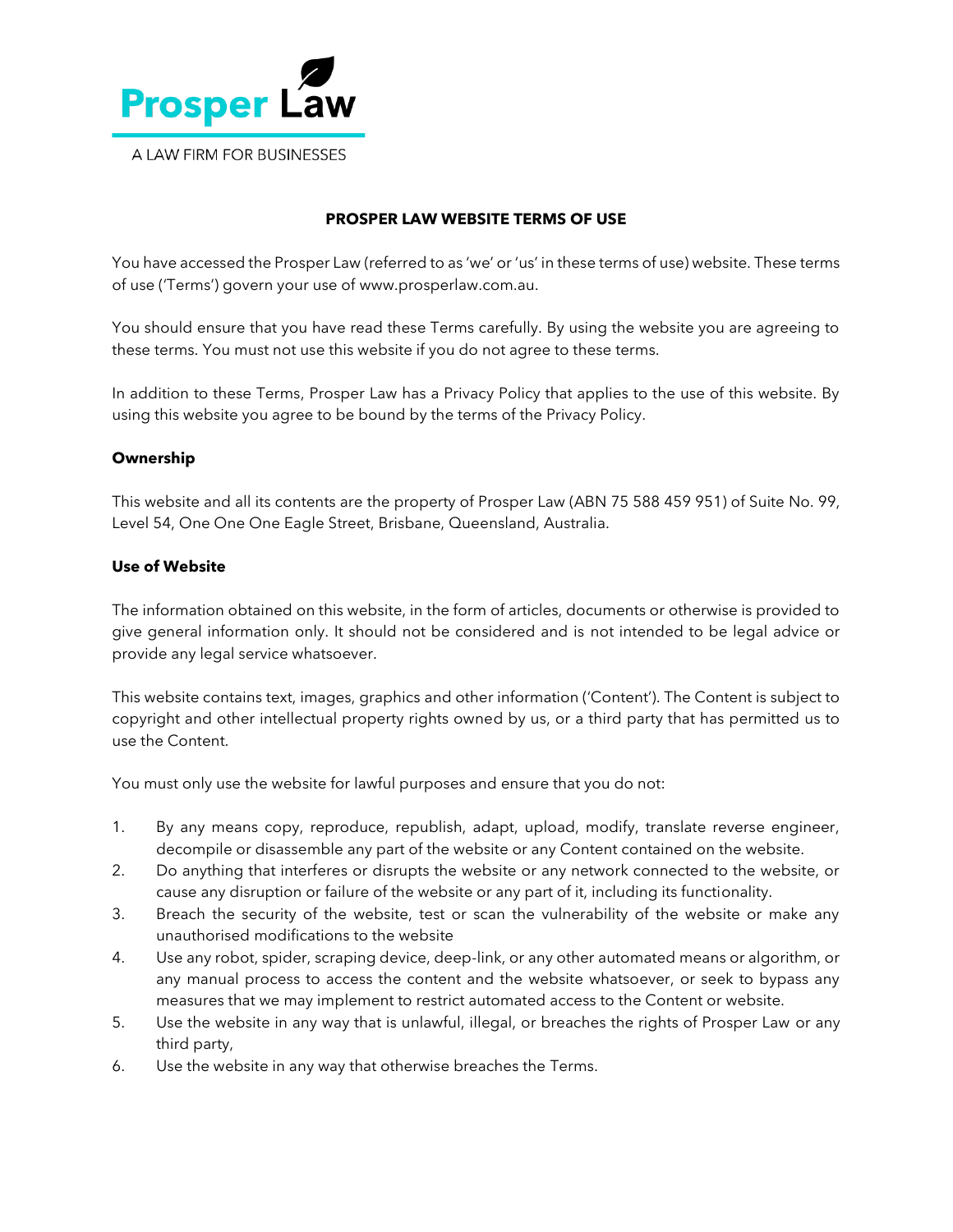Prosper Law

A LAW FIRM FOR BUSINESSES

# PROSPER LAW WEBSITE TERMS OF USE

You have accessed the Prosper Law (referred to as 'we' or 'us' in these terms of use) website. These terms of use ('Terms') govern your use of www.prosperlaw.com.au.

You should ensure that you have read these Terms carefully. By using the website you are agreeing to these terms. You must not use this website if you do not agree to these terms.

In addition to these Terms, Prosper Law has a Privacy Policy that applies to the use of this website. By using this website you agree to be bound by the terms of the Privacy Policy.

## Ownership

This website and all its contents are the property of Prosper Law (ABN 75 588 459 951) of Suite No. 99, Level 54, One One One Eagle Street, Brisbane, Queensland, Australia.

## Use of Website

The information obtained on this website, in the form of articles, documents or otherwise is provided to give general information only. It should not be considered and is not intended to be legal advice or provide any legal service whatsoever.

This website contains text, images, graphics and other information ('Content'). The Content is subject to copyright and other intellectual property rights owned by us, or a third party that has permitted us to use the Content.

You must only use the website for lawful purposes and ensure that you do not:

1. By any means copy, reproduce, republish, adapt, upload, modify, translate reverse engineer, decompile or disassemble any part of the website or any Content contained on the website.
2. Do anything that interferes or disrupts the website or any network connected to the website, or cause any disruption or failure of the website or any part of it, including its functionality.
3. Breach the security of the website, test or scan the vulnerability of the website or make any unauthorised modifications to the website
4. Use any robot, spider, scraping device, deep-link, or any other automated means or algorithm, or any manual process to access the content and the website whatsoever, or seek to bypass any measures that we may implement to restrict automated access to the Content or website.
5. Use the website in any way that is unlawful, illegal, or breaches the rights of Prosper Law or any third party,
6. Use the website in any way that otherwise breaches the Terms.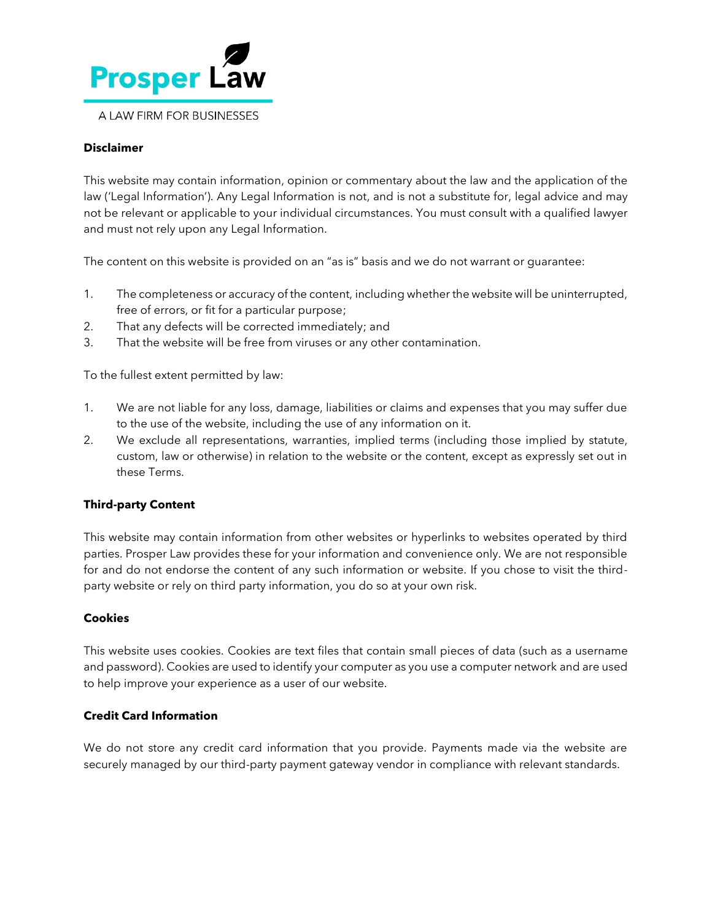Prosper Law

A LAW FIRM FOR BUSINESSES

**Disclaimer**

This website may contain information, opinion or commentary about the law and the application of the law ('Legal Information'). Any Legal Information is not, and is not a substitute for, legal advice and may not be relevant or applicable to your individual circumstances. You must consult with a qualified lawyer and must not rely upon any Legal Information.

The content on this website is provided on an "as is" basis and we do not warrant or guarantee:

1. The completeness or accuracy of the content, including whether the website will be uninterrupted, free of errors, or fit for a particular purpose;
2. That any defects will be corrected immediately; and
3. That the website will be free from viruses or any other contamination.

To the fullest extent permitted by law:

1. We are not liable for any loss, damage, liabilities or claims and expenses that you may suffer due to the use of the website, including the use of any information on it.
2. We exclude all representations, warranties, implied terms (including those implied by statute, custom, law or otherwise) in relation to the website or the content, except as expressly set out in these Terms.

**Third-party Content**

This website may contain information from other websites or hyperlinks to websites operated by third parties. Prosper Law provides these for your information and convenience only. We are not responsible for and do not endorse the content of any such information or website. If you chose to visit the third-party website or rely on third party information, you do so at your own risk.

**Cookies**

This website uses cookies. Cookies are text files that contain small pieces of data (such as a username and password). Cookies are used to identify your computer as you use a computer network and are used to help improve your experience as a user of our website.

**Credit Card Information**

We do not store any credit card information that you provide. Payments made via the website are securely managed by our third-party payment gateway vendor in compliance with relevant standards.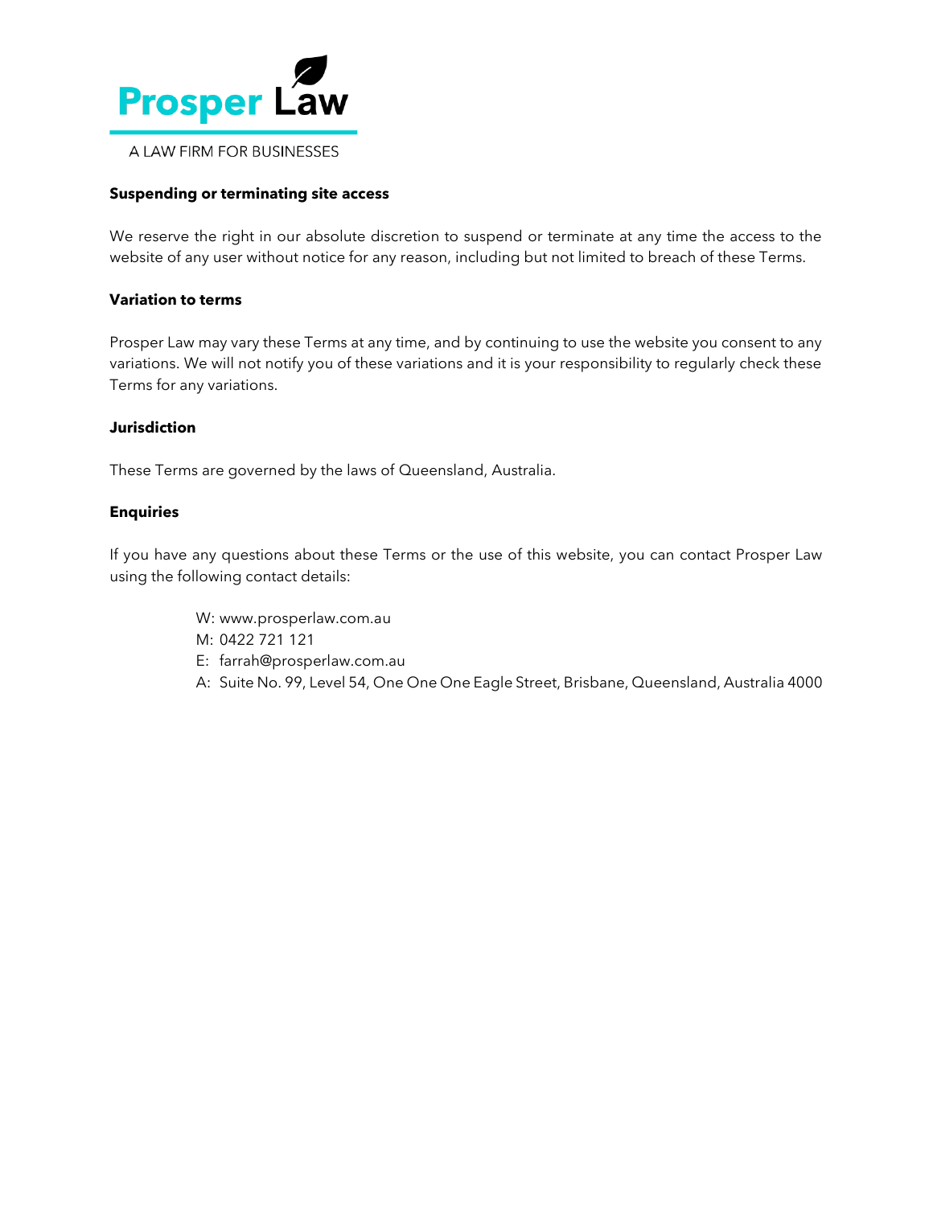Prosper Law

A LAW FIRM FOR BUSINESSES

**Suspending or terminating site access**

We reserve the right in our absolute discretion to suspend or terminate at any time the access to the website of any user without notice for any reason, including but not limited to breach of these Terms.

**Variation to terms**

Prosper Law may vary these Terms at any time, and by continuing to use the website you consent to any variations. We will not notify you of these variations and it is your responsibility to regularly check these Terms for any variations.

**Jurisdiction**

These Terms are governed by the laws of Queensland, Australia.

**Enquiries**

If you have any questions about these Terms or the use of this website, you can contact Prosper Law using the following contact details:

W: www.prosperlaw.com.au
M: 0422 721 121
E: farrah@prosperlaw.com.au
A: Suite No. 99, Level 54, One One One Eagle Street, Brisbane, Queensland, Australia 4000